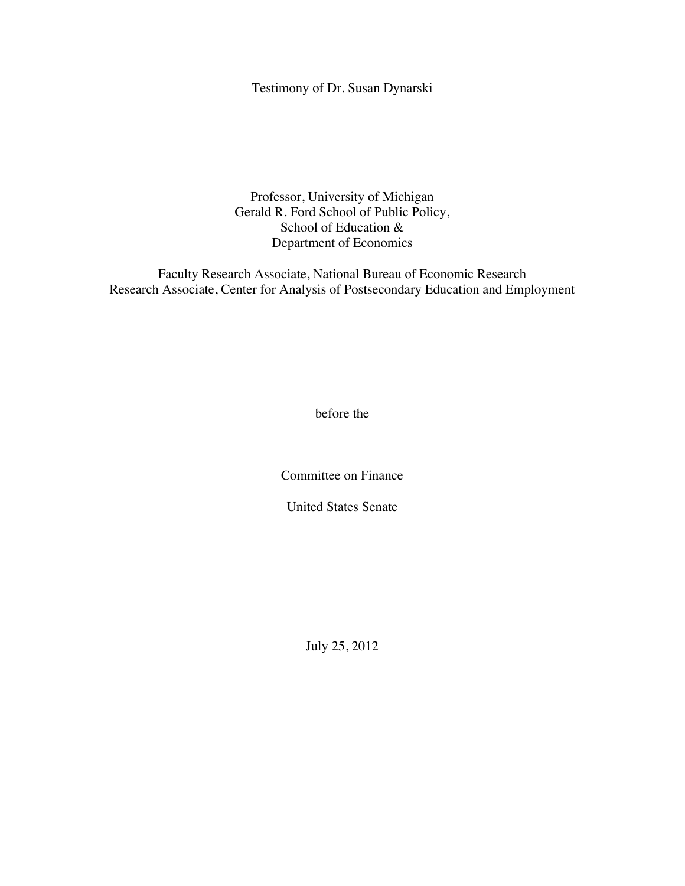# Testimony of Dr. Susan Dynarski

Professor, University of Michigan
Gerald R. Ford School of Public Policy,
School of Education &
Department of Economics

Faculty Research Associate, National Bureau of Economic Research
Research Associate, Center for Analysis of Postsecondary Education and Employment

before the

Committee on Finance

United States Senate

July 25, 2012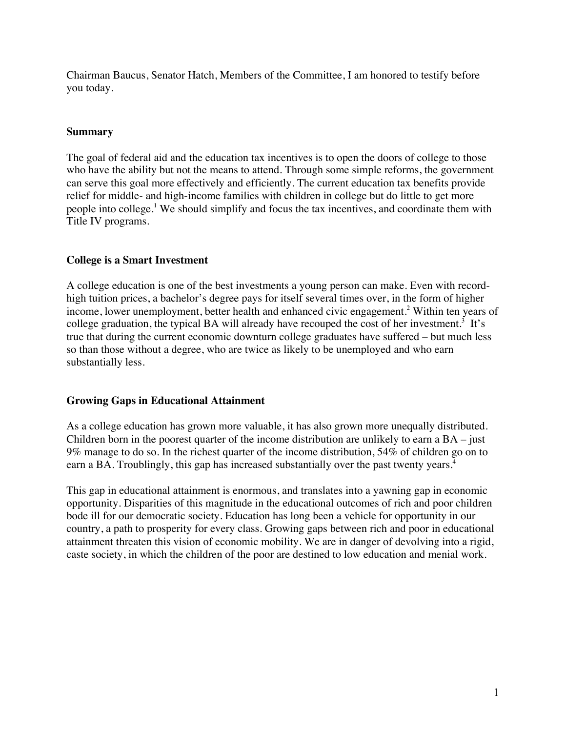Chairman Baucus, Senator Hatch, Members of the Committee, I am honored to testify before you today.

## Summary

The goal of federal aid and the education tax incentives is to open the doors of college to those who have the ability but not the means to attend. Through some simple reforms, the government can serve this goal more effectively and efficiently. The current education tax benefits provide relief for middle- and high-income families with children in college but do little to get more people into college.[1] We should simplify and focus the tax incentives, and coordinate them with Title IV programs.

## College is a Smart Investment

A college education is one of the best investments a young person can make. Even with record-high tuition prices, a bachelor's degree pays for itself several times over, in the form of higher income, lower unemployment, better health and enhanced civic engagement.[2] Within ten years of college graduation, the typical BA will already have recouped the cost of her investment.[3] It's true that during the current economic downturn college graduates have suffered – but much less so than those without a degree, who are twice as likely to be unemployed and who earn substantially less.

## Growing Gaps in Educational Attainment

As a college education has grown more valuable, it has also grown more unequally distributed. Children born in the poorest quarter of the income distribution are unlikely to earn a BA – just 9% manage to do so. In the richest quarter of the income distribution, 54% of children go on to earn a BA. Troublingly, this gap has increased substantially over the past twenty years.[4]

This gap in educational attainment is enormous, and translates into a yawning gap in economic opportunity. Disparities of this magnitude in the educational outcomes of rich and poor children bode ill for our democratic society. Education has long been a vehicle for opportunity in our country, a path to prosperity for every class. Growing gaps between rich and poor in educational attainment threaten this vision of economic mobility. We are in danger of devolving into a rigid, caste society, in which the children of the poor are destined to low education and menial work.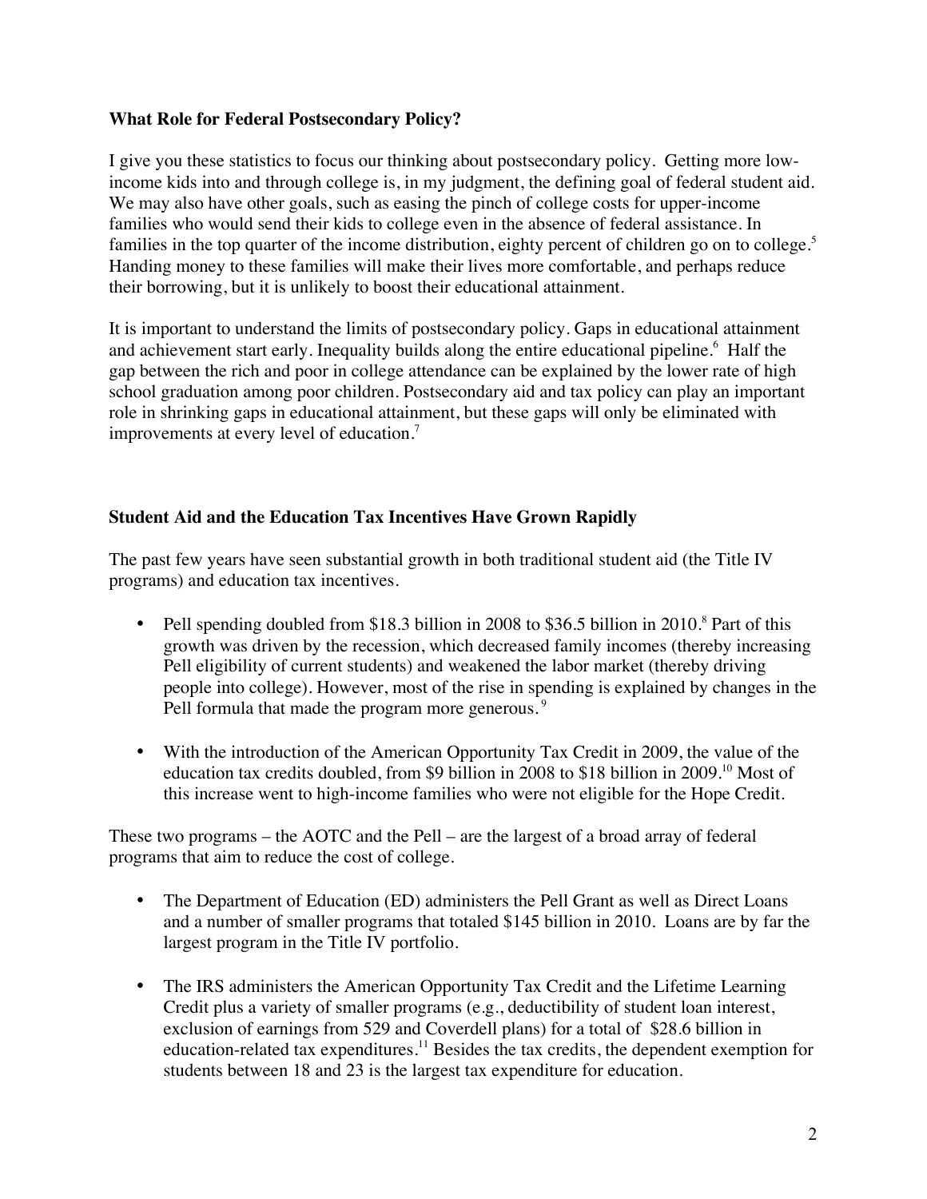### What Role for Federal Postsecondary Policy?

I give you these statistics to focus our thinking about postsecondary policy. Getting more low-income kids into and through college is, in my judgment, the defining goal of federal student aid. We may also have other goals, such as easing the pinch of college costs for upper-income families who would send their kids to college even in the absence of federal assistance. In families in the top quarter of the income distribution, eighty percent of children go on to college.[5] Handing money to these families will make their lives more comfortable, and perhaps reduce their borrowing, but it is unlikely to boost their educational attainment.

It is important to understand the limits of postsecondary policy. Gaps in educational attainment and achievement start early. Inequality builds along the entire educational pipeline.[6] Half the gap between the rich and poor in college attendance can be explained by the lower rate of high school graduation among poor children. Postsecondary aid and tax policy can play an important role in shrinking gaps in educational attainment, but these gaps will only be eliminated with improvements at every level of education.[7]

### Student Aid and the Education Tax Incentives Have Grown Rapidly

The past few years have seen substantial growth in both traditional student aid (the Title IV programs) and education tax incentives.

- Pell spending doubled from $18.3 billion in 2008 to $36.5 billion in 2010.[8] Part of this growth was driven by the recession, which decreased family incomes (thereby increasing Pell eligibility of current students) and weakened the labor market (thereby driving people into college). However, most of the rise in spending is explained by changes in the Pell formula that made the program more generous.[9]

- With the introduction of the American Opportunity Tax Credit in 2009, the value of the education tax credits doubled, from $9 billion in 2008 to $18 billion in 2009.[10] Most of this increase went to high-income families who were not eligible for the Hope Credit.

These two programs – the AOTC and the Pell – are the largest of a broad array of federal programs that aim to reduce the cost of college.

- The Department of Education (ED) administers the Pell Grant as well as Direct Loans and a number of smaller programs that totaled $145 billion in 2010. Loans are by far the largest program in the Title IV portfolio.

- The IRS administers the American Opportunity Tax Credit and the Lifetime Learning Credit plus a variety of smaller programs (e.g., deductibility of student loan interest, exclusion of earnings from 529 and Coverdell plans) for a total of $28.6 billion in education-related tax expenditures.[11] Besides the tax credits, the dependent exemption for students between 18 and 23 is the largest tax expenditure for education.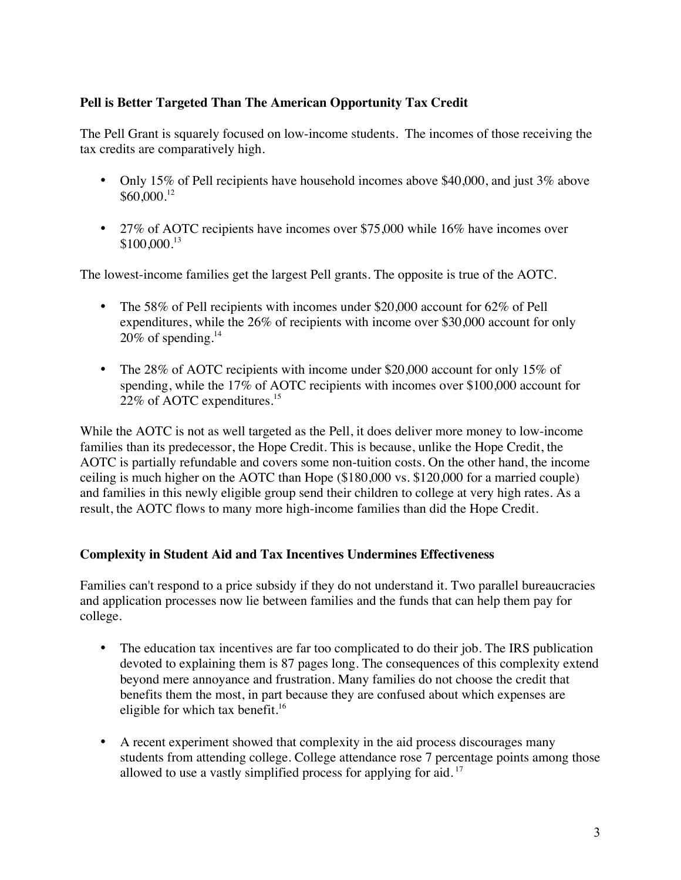**Pell is Better Targeted Than The American Opportunity Tax Credit**

The Pell Grant is squarely focused on low-income students. The incomes of those receiving the tax credits are comparatively high.

- Only 15% of Pell recipients have household incomes above $40,000, and just 3% above $60,000.[12]

- 27% of AOTC recipients have incomes over $75,000 while 16% have incomes over $100,000.[13]

The lowest-income families get the largest Pell grants. The opposite is true of the AOTC.

- The 58% of Pell recipients with incomes under $20,000 account for 62% of Pell expenditures, while the 26% of recipients with income over $30,000 account for only 20% of spending.[14]

- The 28% of AOTC recipients with income under $20,000 account for only 15% of spending, while the 17% of AOTC recipients with incomes over $100,000 account for 22% of AOTC expenditures.[15]

While the AOTC is not as well targeted as the Pell, it does deliver more money to low-income families than its predecessor, the Hope Credit. This is because, unlike the Hope Credit, the AOTC is partially refundable and covers some non-tuition costs. On the other hand, the income ceiling is much higher on the AOTC than Hope ($180,000 vs. $120,000 for a married couple) and families in this newly eligible group send their children to college at very high rates. As a result, the AOTC flows to many more high-income families than did the Hope Credit.

**Complexity in Student Aid and Tax Incentives Undermines Effectiveness**

Families can't respond to a price subsidy if they do not understand it. Two parallel bureaucracies and application processes now lie between families and the funds that can help them pay for college.

- The education tax incentives are far too complicated to do their job. The IRS publication devoted to explaining them is 87 pages long. The consequences of this complexity extend beyond mere annoyance and frustration. Many families do not choose the credit that benefits them the most, in part because they are confused about which expenses are eligible for which tax benefit.[16]

- A recent experiment showed that complexity in the aid process discourages many students from attending college. College attendance rose 7 percentage points among those allowed to use a vastly simplified process for applying for aid.[17]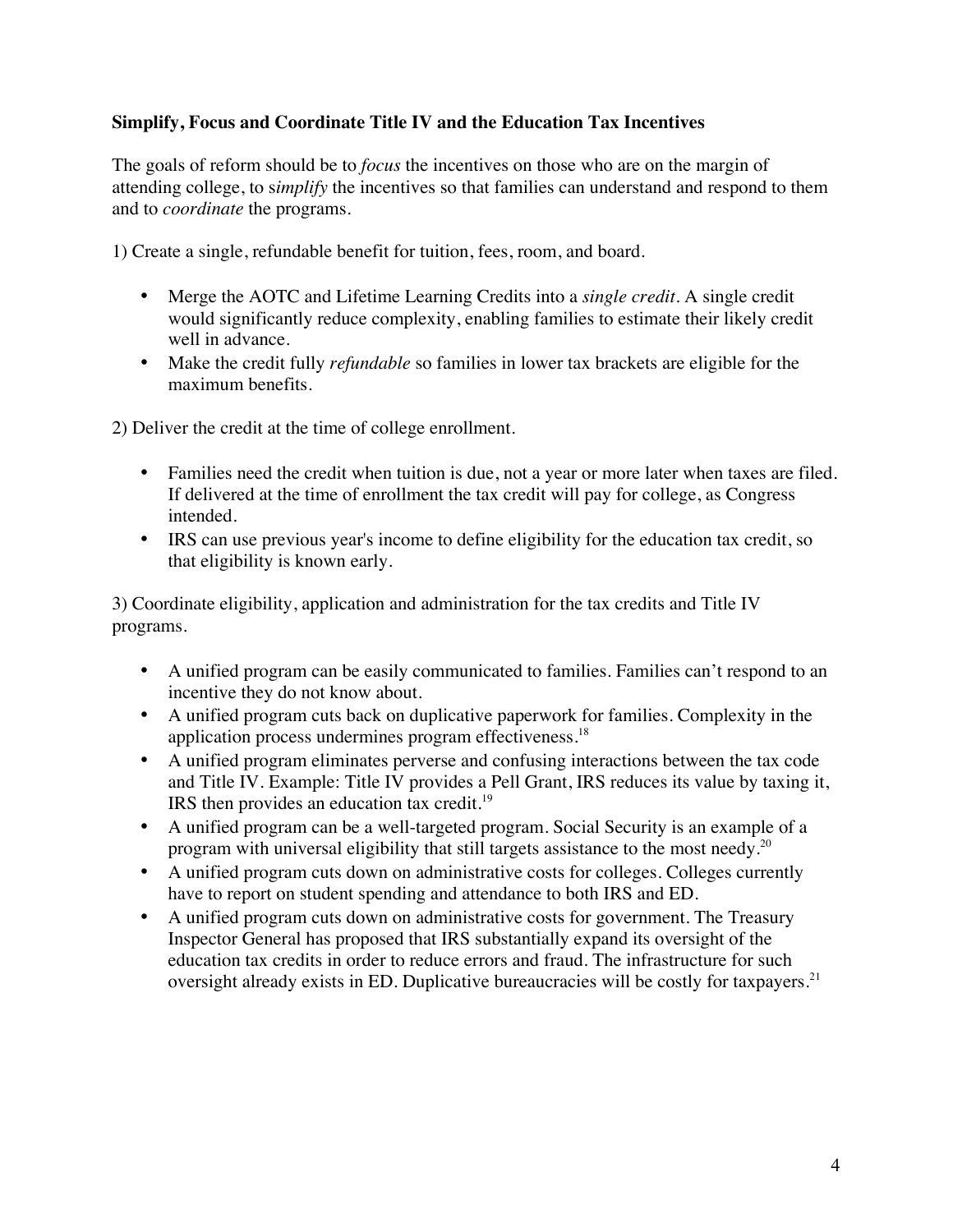**Simplify, Focus and Coordinate Title IV and the Education Tax Incentives**

The goals of reform should be to *focus* the incentives on those who are on the margin of attending college, to s*implify* the incentives so that families can understand and respond to them and to *coordinate* the programs.

1) Create a single, refundable benefit for tuition, fees, room, and board.

- Merge the AOTC and Lifetime Learning Credits into a *single credit*. A single credit would significantly reduce complexity, enabling families to estimate their likely credit well in advance.
- Make the credit fully *refundable* so families in lower tax brackets are eligible for the maximum benefits.

2) Deliver the credit at the time of college enrollment.

- Families need the credit when tuition is due, not a year or more later when taxes are filed. If delivered at the time of enrollment the tax credit will pay for college, as Congress intended.
- IRS can use previous year's income to define eligibility for the education tax credit, so that eligibility is known early.

3) Coordinate eligibility, application and administration for the tax credits and Title IV programs.

- A unified program can be easily communicated to families. Families can't respond to an incentive they do not know about.
- A unified program cuts back on duplicative paperwork for families. Complexity in the application process undermines program effectiveness.[18]
- A unified program eliminates perverse and confusing interactions between the tax code and Title IV. Example: Title IV provides a Pell Grant, IRS reduces its value by taxing it, IRS then provides an education tax credit.[19]
- A unified program can be a well-targeted program. Social Security is an example of a program with universal eligibility that still targets assistance to the most needy.[20]
- A unified program cuts down on administrative costs for colleges. Colleges currently have to report on student spending and attendance to both IRS and ED.
- A unified program cuts down on administrative costs for government. The Treasury Inspector General has proposed that IRS substantially expand its oversight of the education tax credits in order to reduce errors and fraud. The infrastructure for such oversight already exists in ED. Duplicative bureaucracies will be costly for taxpayers.[21]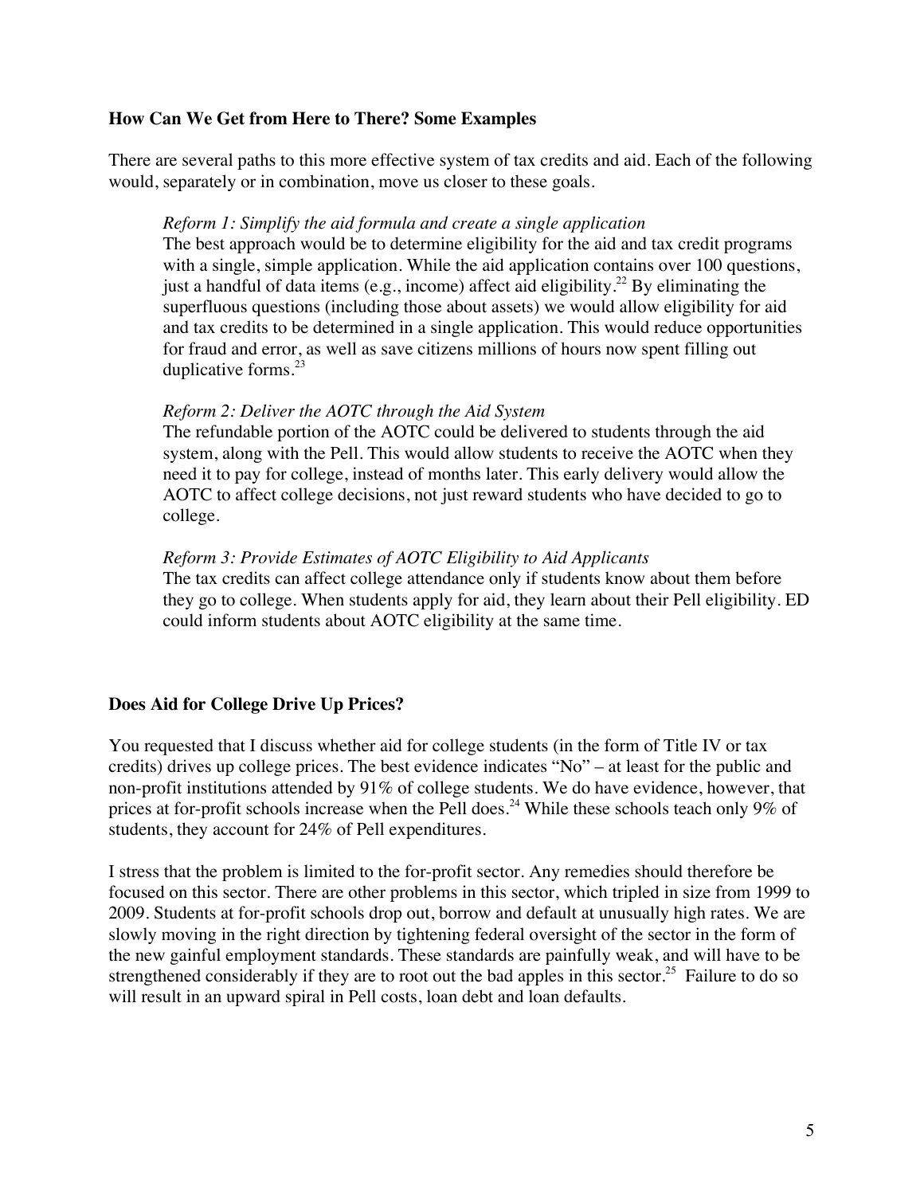## How Can We Get from Here to There? Some Examples

There are several paths to this more effective system of tax credits and aid. Each of the following would, separately or in combination, move us closer to these goals.

*Reform 1: Simplify the aid formula and create a single application*

The best approach would be to determine eligibility for the aid and tax credit programs with a single, simple application. While the aid application contains over 100 questions, just a handful of data items (e.g., income) affect aid eligibility.[22] By eliminating the superfluous questions (including those about assets) we would allow eligibility for aid and tax credits to be determined in a single application. This would reduce opportunities for fraud and error, as well as save citizens millions of hours now spent filling out duplicative forms.[23]

*Reform 2: Deliver the AOTC through the Aid System*

The refundable portion of the AOTC could be delivered to students through the aid system, along with the Pell. This would allow students to receive the AOTC when they need it to pay for college, instead of months later. This early delivery would allow the AOTC to affect college decisions, not just reward students who have decided to go to college.

*Reform 3: Provide Estimates of AOTC Eligibility to Aid Applicants*

The tax credits can affect college attendance only if students know about them before they go to college. When students apply for aid, they learn about their Pell eligibility. ED could inform students about AOTC eligibility at the same time.

## Does Aid for College Drive Up Prices?

You requested that I discuss whether aid for college students (in the form of Title IV or tax credits) drives up college prices. The best evidence indicates "No" – at least for the public and non-profit institutions attended by 91% of college students. We do have evidence, however, that prices at for-profit schools increase when the Pell does.[24] While these schools teach only 9% of students, they account for 24% of Pell expenditures.

I stress that the problem is limited to the for-profit sector. Any remedies should therefore be focused on this sector. There are other problems in this sector, which tripled in size from 1999 to 2009. Students at for-profit schools drop out, borrow and default at unusually high rates. We are slowly moving in the right direction by tightening federal oversight of the sector in the form of the new gainful employment standards. These standards are painfully weak, and will have to be strengthened considerably if they are to root out the bad apples in this sector.[25] Failure to do so will result in an upward spiral in Pell costs, loan debt and loan defaults.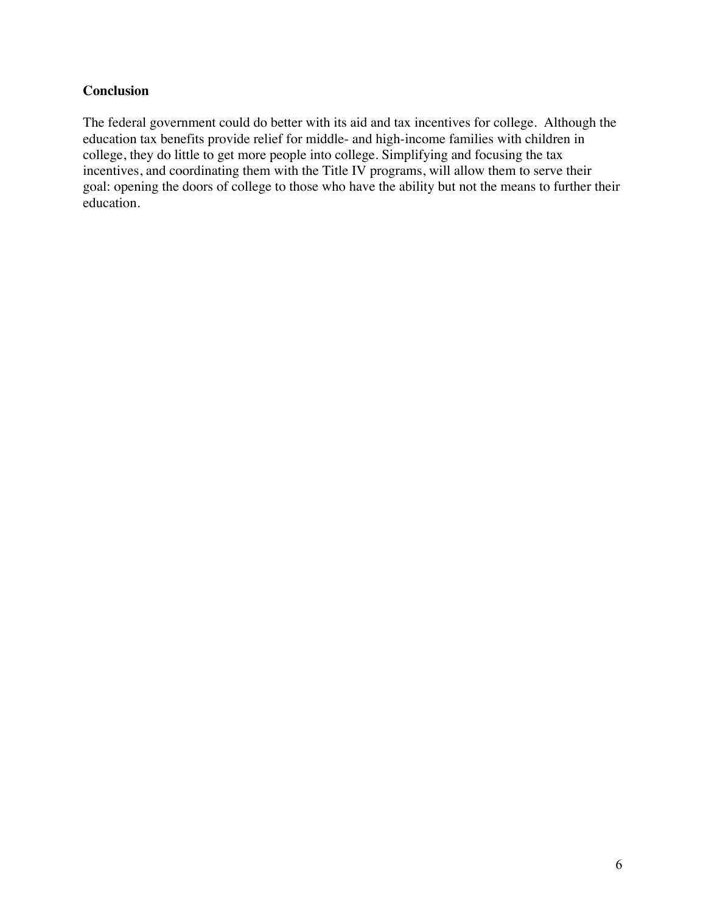## Conclusion

The federal government could do better with its aid and tax incentives for college. Although the education tax benefits provide relief for middle- and high-income families with children in college, they do little to get more people into college. Simplifying and focusing the tax incentives, and coordinating them with the Title IV programs, will allow them to serve their goal: opening the doors of college to those who have the ability but not the means to further their education.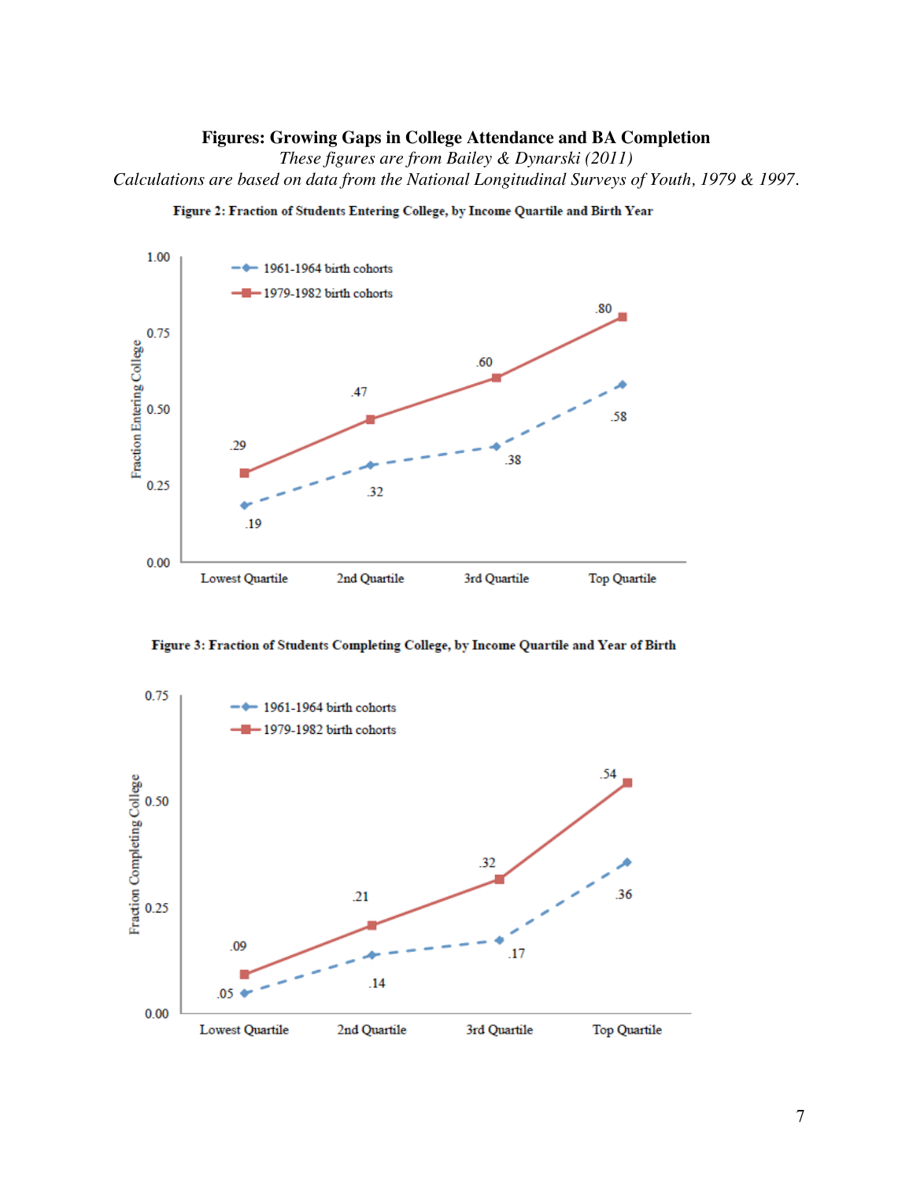**Figures: Growing Gaps in College Attendance and BA Completion**

*These figures are from Bailey & Dynarski (2011)*

*Calculations are based on data from the National Longitudinal Surveys of Youth, 1979 & 1997.*

**Figure 2: Fraction of Students Entering College, by Income Quartile and Birth Year**

| | Lowest Quartile | 2nd Quartile | 3rd Quartile | Top Quartile |
|---|---|---|---|---|
| 1961-1964 birth cohorts | .19 | .32 | .38 | .58 |
| 1979-1982 birth cohorts | .29 | .47 | .60 | .80 |

**Figure 3: Fraction of Students Completing College, by Income Quartile and Year of Birth**

| | Lowest Quartile | 2nd Quartile | 3rd Quartile | Top Quartile |
|---|---|---|---|---|
| 1961-1964 birth cohorts | .05 | .14 | .17 | .36 |
| 1979-1982 birth cohorts | .09 | .21 | .32 | .54 |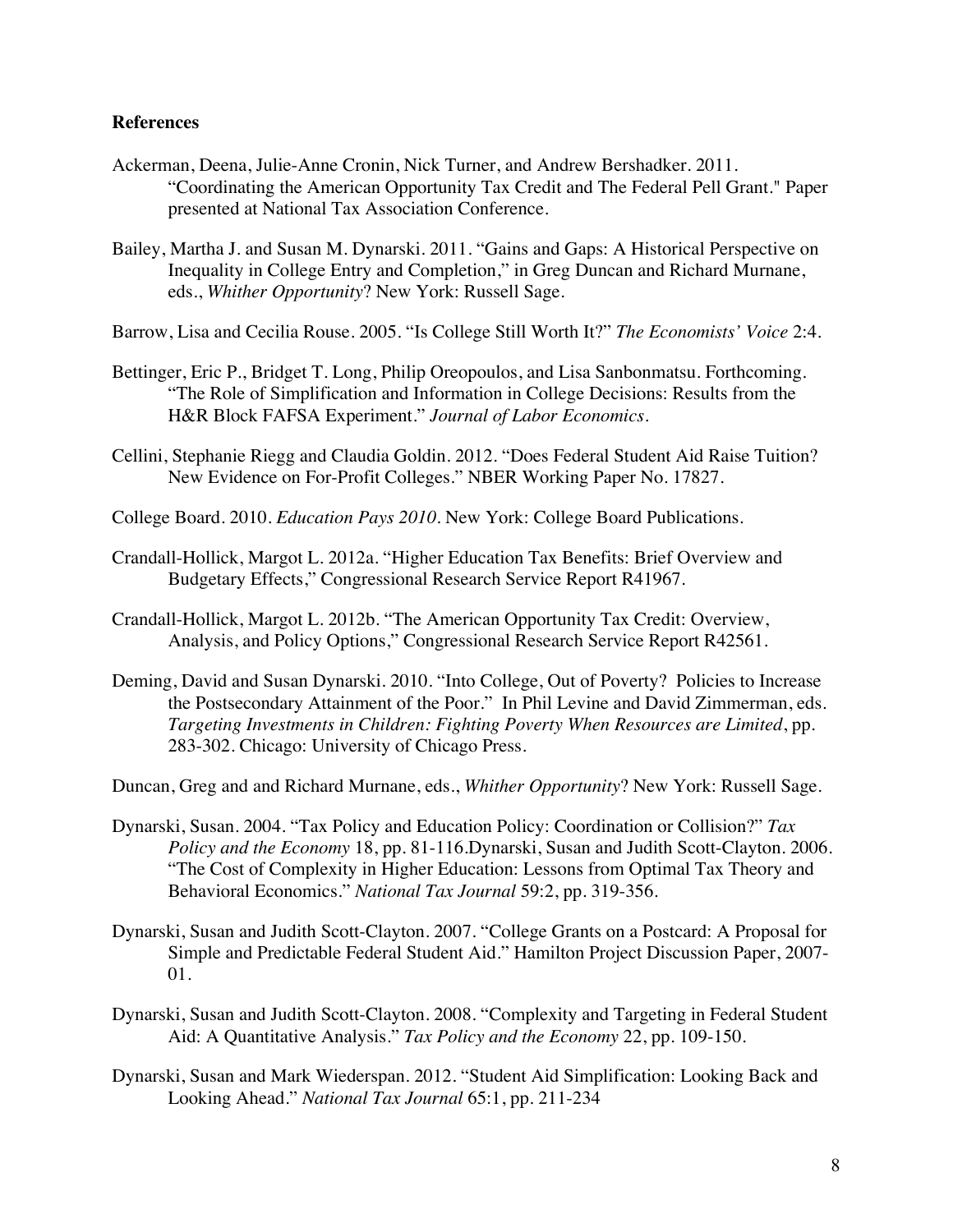**References**

Ackerman, Deena, Julie-Anne Cronin, Nick Turner, and Andrew Bershadker. 2011. "Coordinating the American Opportunity Tax Credit and The Federal Pell Grant." Paper presented at National Tax Association Conference.

Bailey, Martha J. and Susan M. Dynarski. 2011. "Gains and Gaps: A Historical Perspective on Inequality in College Entry and Completion," in Greg Duncan and Richard Murnane, eds., *Whither Opportunity*? New York: Russell Sage.

Barrow, Lisa and Cecilia Rouse. 2005. "Is College Still Worth It?" *The Economists' Voice* 2:4.

Bettinger, Eric P., Bridget T. Long, Philip Oreopoulos, and Lisa Sanbonmatsu. Forthcoming. "The Role of Simplification and Information in College Decisions: Results from the H&R Block FAFSA Experiment." *Journal of Labor Economics*.

Cellini, Stephanie Riegg and Claudia Goldin. 2012. "Does Federal Student Aid Raise Tuition? New Evidence on For-Profit Colleges." NBER Working Paper No. 17827.

College Board. 2010. *Education Pays 2010*. New York: College Board Publications.

Crandall-Hollick, Margot L. 2012a. "Higher Education Tax Benefits: Brief Overview and Budgetary Effects," Congressional Research Service Report R41967.

Crandall-Hollick, Margot L. 2012b. "The American Opportunity Tax Credit: Overview, Analysis, and Policy Options," Congressional Research Service Report R42561.

Deming, David and Susan Dynarski. 2010. "Into College, Out of Poverty? Policies to Increase the Postsecondary Attainment of the Poor." In Phil Levine and David Zimmerman, eds. *Targeting Investments in Children: Fighting Poverty When Resources are Limited*, pp. 283-302. Chicago: University of Chicago Press.

Duncan, Greg and and Richard Murnane, eds., *Whither Opportunity*? New York: Russell Sage.

Dynarski, Susan. 2004. "Tax Policy and Education Policy: Coordination or Collision?" *Tax Policy and the Economy* 18, pp. 81-116.Dynarski, Susan and Judith Scott-Clayton. 2006. "The Cost of Complexity in Higher Education: Lessons from Optimal Tax Theory and Behavioral Economics." *National Tax Journal* 59:2, pp. 319-356.

Dynarski, Susan and Judith Scott-Clayton. 2007. "College Grants on a Postcard: A Proposal for Simple and Predictable Federal Student Aid." Hamilton Project Discussion Paper, 2007-01.

Dynarski, Susan and Judith Scott-Clayton. 2008. "Complexity and Targeting in Federal Student Aid: A Quantitative Analysis." *Tax Policy and the Economy* 22, pp. 109-150.

Dynarski, Susan and Mark Wiederspan. 2012. "Student Aid Simplification: Looking Back and Looking Ahead." *National Tax Journal* 65:1, pp. 211-234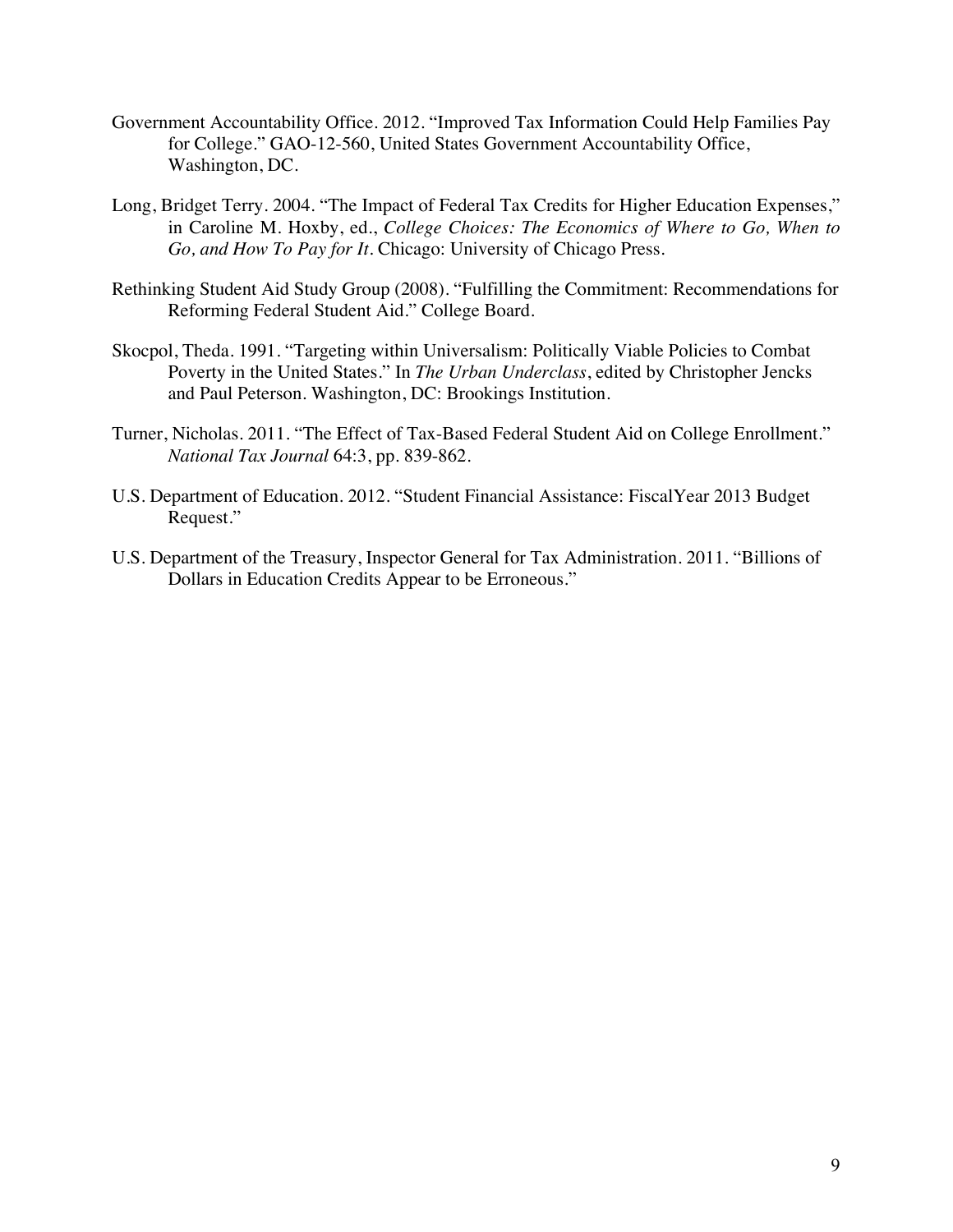Government Accountability Office. 2012. "Improved Tax Information Could Help Families Pay for College." GAO-12-560, United States Government Accountability Office, Washington, DC.

Long, Bridget Terry. 2004. "The Impact of Federal Tax Credits for Higher Education Expenses," in Caroline M. Hoxby, ed., *College Choices: The Economics of Where to Go, When to Go, and How To Pay for It*. Chicago: University of Chicago Press.

Rethinking Student Aid Study Group (2008). "Fulfilling the Commitment: Recommendations for Reforming Federal Student Aid." College Board.

Skocpol, Theda. 1991. "Targeting within Universalism: Politically Viable Policies to Combat Poverty in the United States." In *The Urban Underclass*, edited by Christopher Jencks and Paul Peterson. Washington, DC: Brookings Institution.

Turner, Nicholas. 2011. "The Effect of Tax-Based Federal Student Aid on College Enrollment." *National Tax Journal* 64:3, pp. 839-862.

U.S. Department of Education. 2012. "Student Financial Assistance: FiscalYear 2013 Budget Request."

U.S. Department of the Treasury, Inspector General for Tax Administration. 2011. "Billions of Dollars in Education Credits Appear to be Erroneous."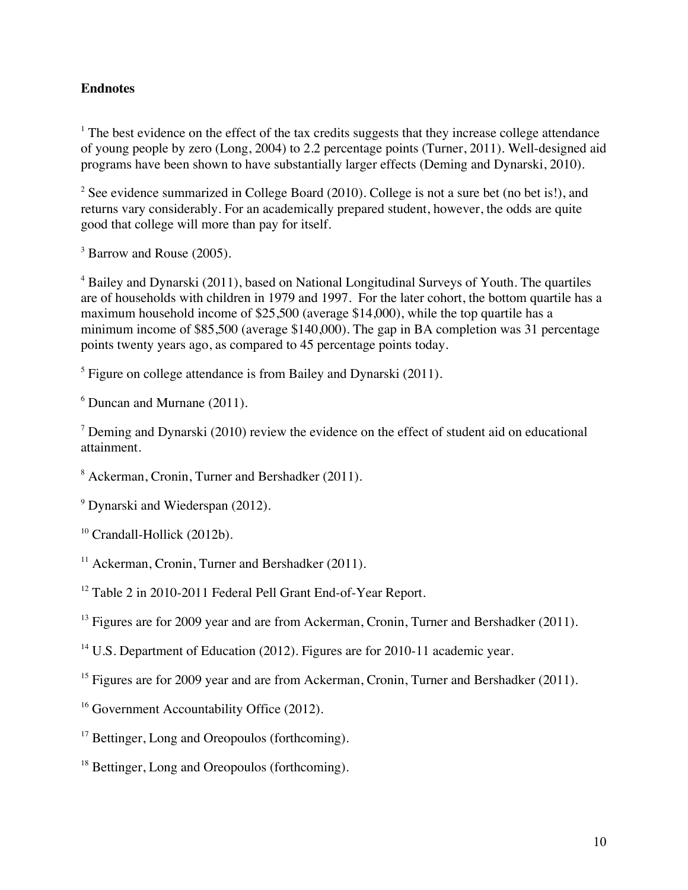**Endnotes**

[1] The best evidence on the effect of the tax credits suggests that they increase college attendance of young people by zero (Long, 2004) to 2.2 percentage points (Turner, 2011). Well-designed aid programs have been shown to have substantially larger effects (Deming and Dynarski, 2010).

[2] See evidence summarized in College Board (2010). College is not a sure bet (no bet is!), and returns vary considerably. For an academically prepared student, however, the odds are quite good that college will more than pay for itself.

[3] Barrow and Rouse (2005).

[4] Bailey and Dynarski (2011), based on National Longitudinal Surveys of Youth. The quartiles are of households with children in 1979 and 1997. For the later cohort, the bottom quartile has a maximum household income of $25,500 (average $14,000), while the top quartile has a minimum income of $85,500 (average $140,000). The gap in BA completion was 31 percentage points twenty years ago, as compared to 45 percentage points today.

[5] Figure on college attendance is from Bailey and Dynarski (2011).

[6] Duncan and Murnane (2011).

[7] Deming and Dynarski (2010) review the evidence on the effect of student aid on educational attainment.

[8] Ackerman, Cronin, Turner and Bershadker (2011).

[9] Dynarski and Wiederspan (2012).

[10] Crandall-Hollick (2012b).

[11] Ackerman, Cronin, Turner and Bershadker (2011).

[12] Table 2 in 2010-2011 Federal Pell Grant End-of-Year Report.

[13] Figures are for 2009 year and are from Ackerman, Cronin, Turner and Bershadker (2011).

[14] U.S. Department of Education (2012). Figures are for 2010-11 academic year.

[15] Figures are for 2009 year and are from Ackerman, Cronin, Turner and Bershadker (2011).

[16] Government Accountability Office (2012).

[17] Bettinger, Long and Oreopoulos (forthcoming).

[18] Bettinger, Long and Oreopoulos (forthcoming).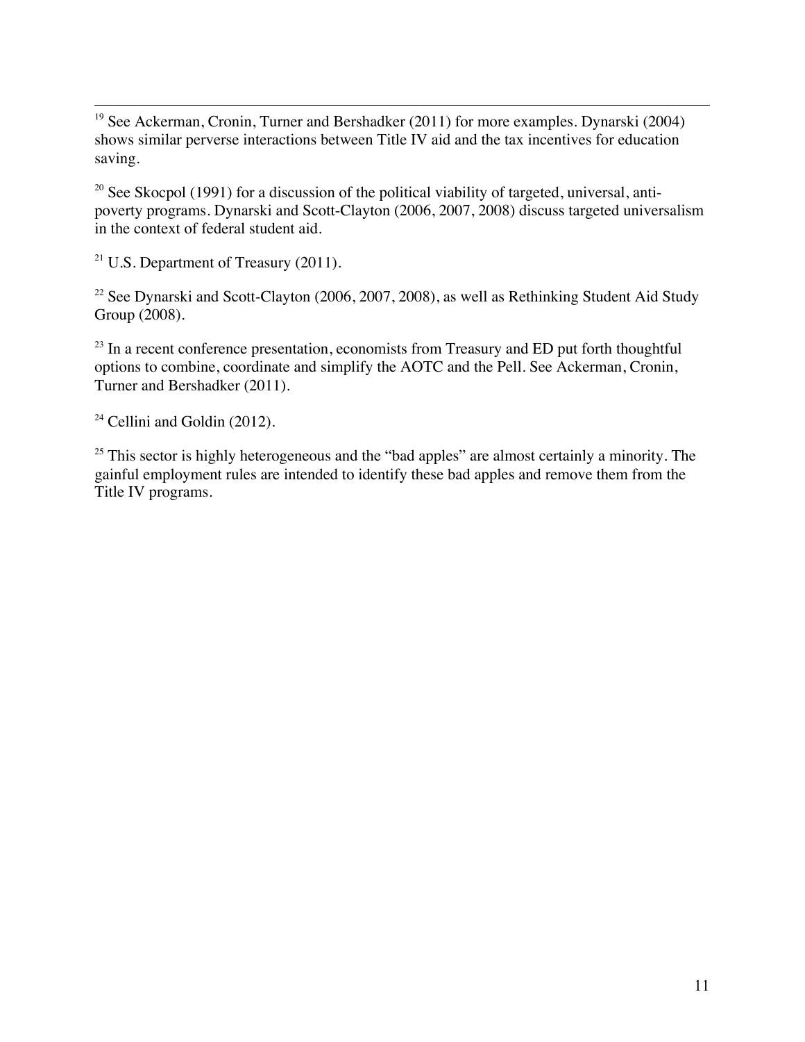[19] See Ackerman, Cronin, Turner and Bershadker (2011) for more examples. Dynarski (2004) shows similar perverse interactions between Title IV aid and the tax incentives for education saving.

[20] See Skocpol (1991) for a discussion of the political viability of targeted, universal, anti-poverty programs. Dynarski and Scott-Clayton (2006, 2007, 2008) discuss targeted universalism in the context of federal student aid.

[21] U.S. Department of Treasury (2011).

[22] See Dynarski and Scott-Clayton (2006, 2007, 2008), as well as Rethinking Student Aid Study Group (2008).

[23] In a recent conference presentation, economists from Treasury and ED put forth thoughtful options to combine, coordinate and simplify the AOTC and the Pell. See Ackerman, Cronin, Turner and Bershadker (2011).

[24] Cellini and Goldin (2012).

[25] This sector is highly heterogeneous and the "bad apples" are almost certainly a minority. The gainful employment rules are intended to identify these bad apples and remove them from the Title IV programs.